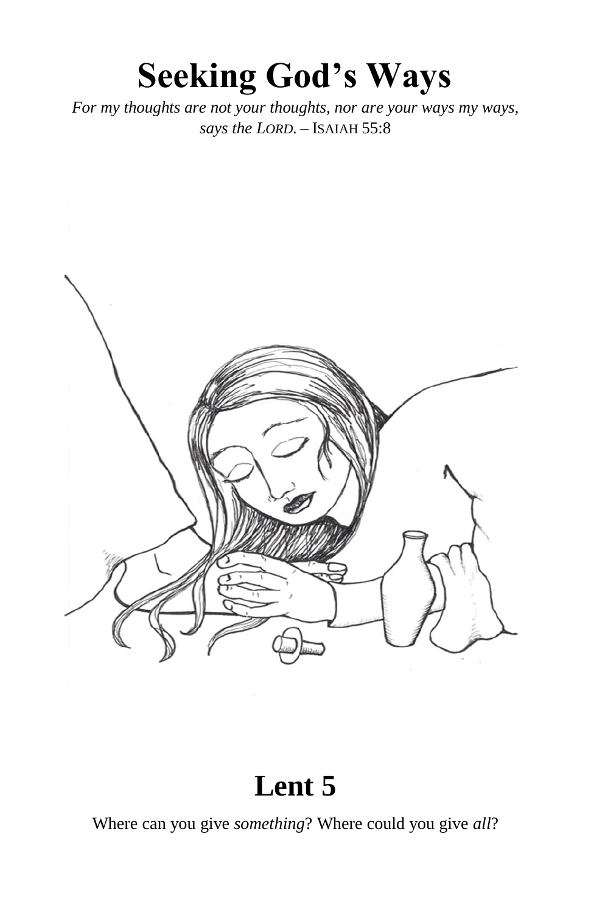# Seeking God's Ways

*For my thoughts are not your thoughts, nor are your ways my ways, says the LORD.* – ISAIAH 55:8

## Lent 5

Where can you give *something*? Where could you give *all*?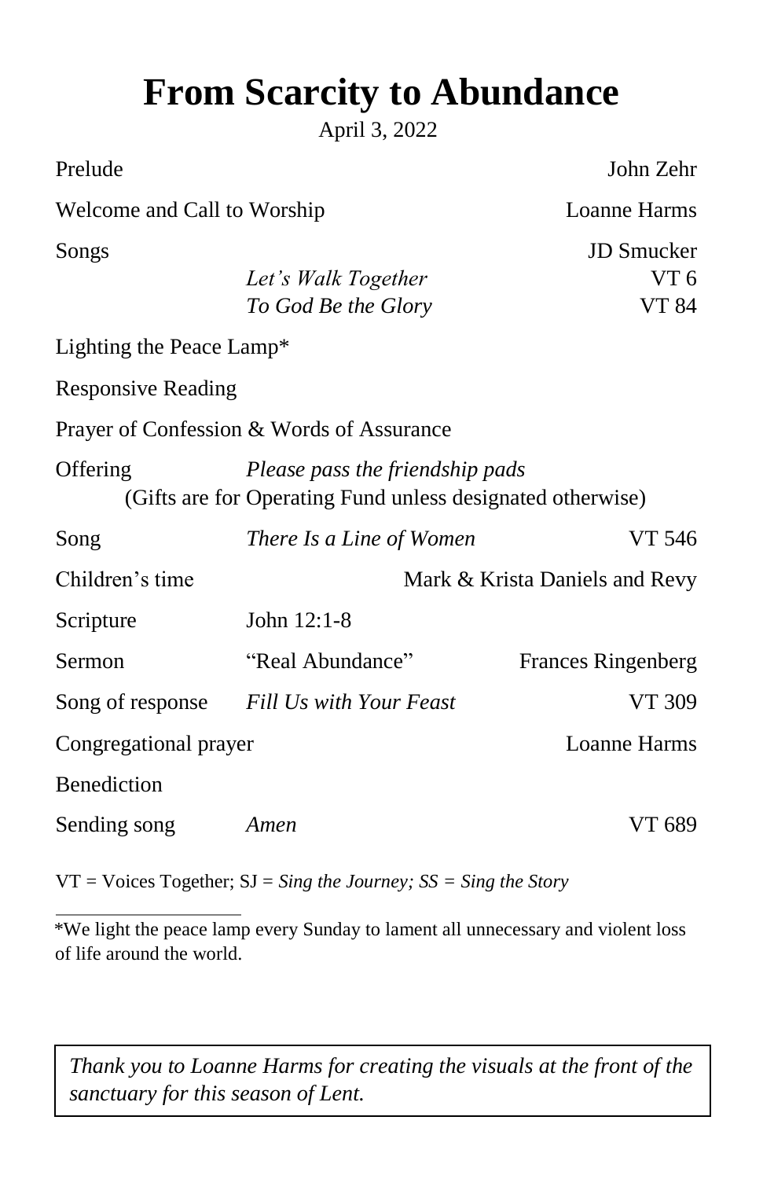# From Scarcity to Abundance

April 3, 2022

| | | |
|---|---|---|
| Prelude | | John Zehr |
| Welcome and Call to Worship | | Loanne Harms |
| Songs | | JD Smucker |
| | *Let's Walk Together* | VT 6 |
| | *To God Be the Glory* | VT 84 |
| Lighting the Peace Lamp* | | |
| Responsive Reading | | |
| Prayer of Confession & Words of Assurance | | |
| Offering | *Please pass the friendship pads* | |
| | (Gifts are for Operating Fund unless designated otherwise) | |
| Song | *There Is a Line of Women* | VT 546 |
| Children's time | | Mark & Krista Daniels and Revy |
| Scripture | John 12:1-8 | |
| Sermon | "Real Abundance" | Frances Ringenberg |
| Song of response | *Fill Us with Your Feast* | VT 309 |
| Congregational prayer | | Loanne Harms |
| Benediction | | |
| Sending song | *Amen* | VT 689 |

VT = Voices Together; SJ = *Sing the Journey; SS = Sing the Story*

*We light the peace lamp every Sunday to lament all unnecessary and violent loss of life around the world.

*Thank you to Loanne Harms for creating the visuals at the front of the sanctuary for this season of Lent.*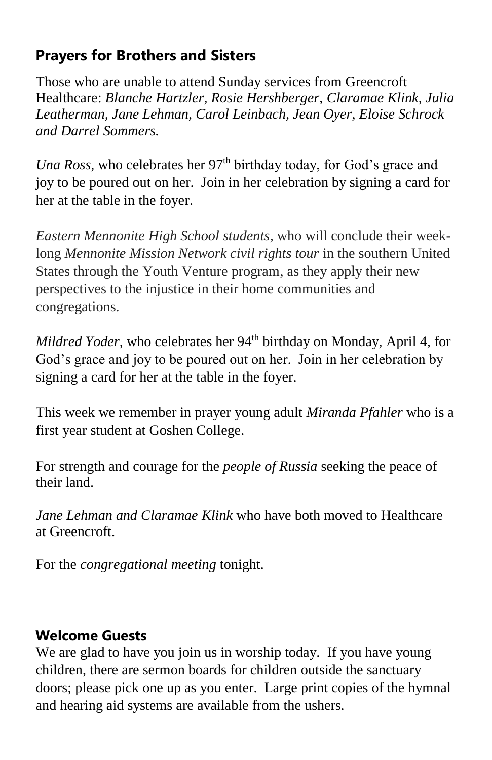## Prayers for Brothers and Sisters

Those who are unable to attend Sunday services from Greencroft Healthcare: *Blanche Hartzler, Rosie Hershberger, Claramae Klink, Julia Leatherman, Jane Lehman, Carol Leinbach, Jean Oyer, Eloise Schrock and Darrel Sommers.*

*Una Ross*, who celebrates her 97th birthday today, for God's grace and joy to be poured out on her. Join in her celebration by signing a card for her at the table in the foyer.

*Eastern Mennonite High School students*, who will conclude their week-long *Mennonite Mission Network civil rights tour* in the southern United States through the Youth Venture program, as they apply their new perspectives to the injustice in their home communities and congregations.

*Mildred Yoder*, who celebrates her 94th birthday on Monday, April 4, for God's grace and joy to be poured out on her. Join in her celebration by signing a card for her at the table in the foyer.

This week we remember in prayer young adult *Miranda Pfahler* who is a first year student at Goshen College.

For strength and courage for the *people of Russia* seeking the peace of their land.

*Jane Lehman and Claramae Klink* who have both moved to Healthcare at Greencroft.

For the *congregational meeting* tonight.

## Welcome Guests

We are glad to have you join us in worship today. If you have young children, there are sermon boards for children outside the sanctuary doors; please pick one up as you enter. Large print copies of the hymnal and hearing aid systems are available from the ushers.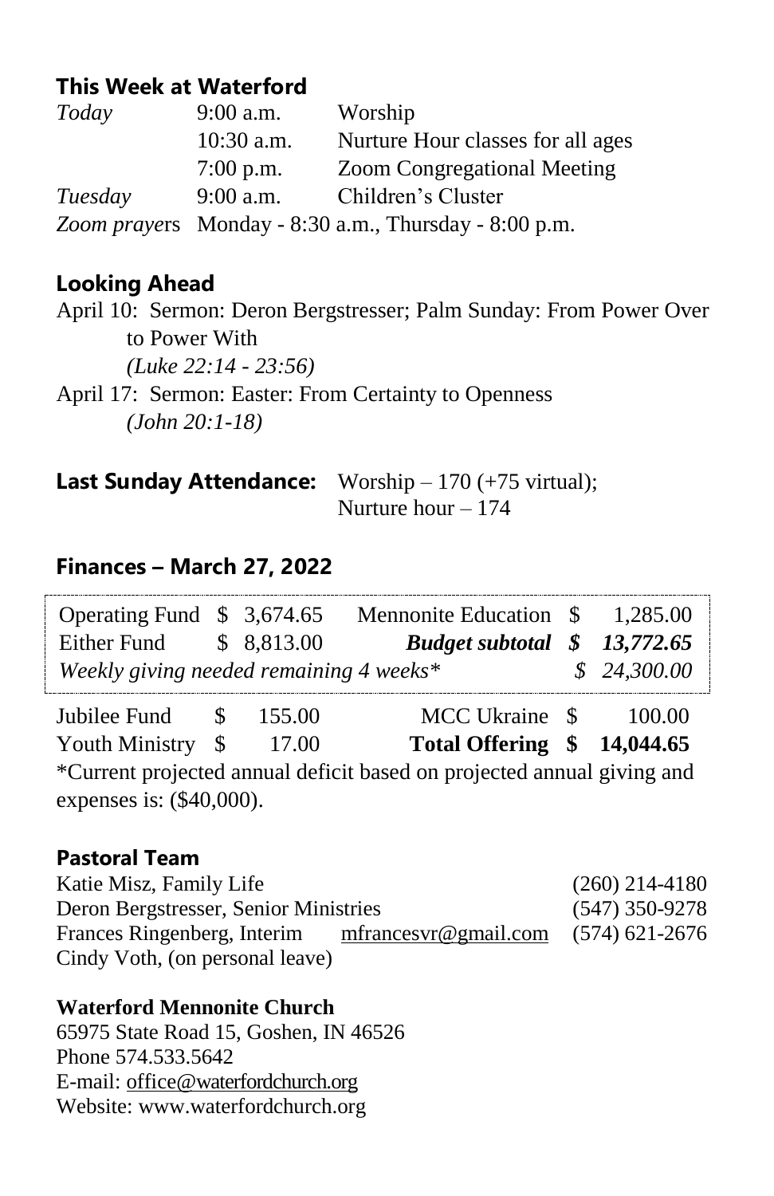## This Week at Waterford

| | | |
|---|---|---|
| *Today* | 9:00 a.m. | Worship |
| | 10:30 a.m. | Nurture Hour classes for all ages |
| | 7:00 p.m. | Zoom Congregational Meeting |
| *Tuesday* | 9:00 a.m. | Children's Cluster |

*Zoom prayer*s Monday - 8:30 a.m., Thursday - 8:00 p.m.

## Looking Ahead

April 10: Sermon: Deron Bergstresser; Palm Sunday: From Power Over to Power With
*(Luke 22:14 - 23:56)*

April 17: Sermon: Easter: From Certainty to Openness
*(John 20:1-18)*

**Last Sunday Attendance:** Worship – 170 (+75 virtual); Nurture hour – 174

## Finances – March 27, 2022

| | | | |
|---|---|---|---|
| Operating Fund | $ 3,674.65 | Mennonite Education | $ 1,285.00 |
| Either Fund | $ 8,813.00 | ***Budget subtotal*** | ***$ 13,772.65*** |
| *Weekly giving needed remaining 4 weeks** | | | *$ 24,300.00* |
| Jubilee Fund | $ 155.00 | MCC Ukraine | $ 100.00 |
| Youth Ministry | $ 17.00 | **Total Offering** | **$ 14,044.65** |

*Current projected annual deficit based on projected annual giving and expenses is: ($40,000).

## Pastoral Team

Katie Misz, Family Life (260) 214-4180
Deron Bergstresser, Senior Ministries (547) 350-9278
Frances Ringenberg, Interim mfrancesvr@gmail.com (574) 621-2676
Cindy Voth, (on personal leave)

**Waterford Mennonite Church**
65975 State Road 15, Goshen, IN 46526
Phone 574.533.5642
E-mail: office@waterfordchurch.org
Website: www.waterfordchurch.org